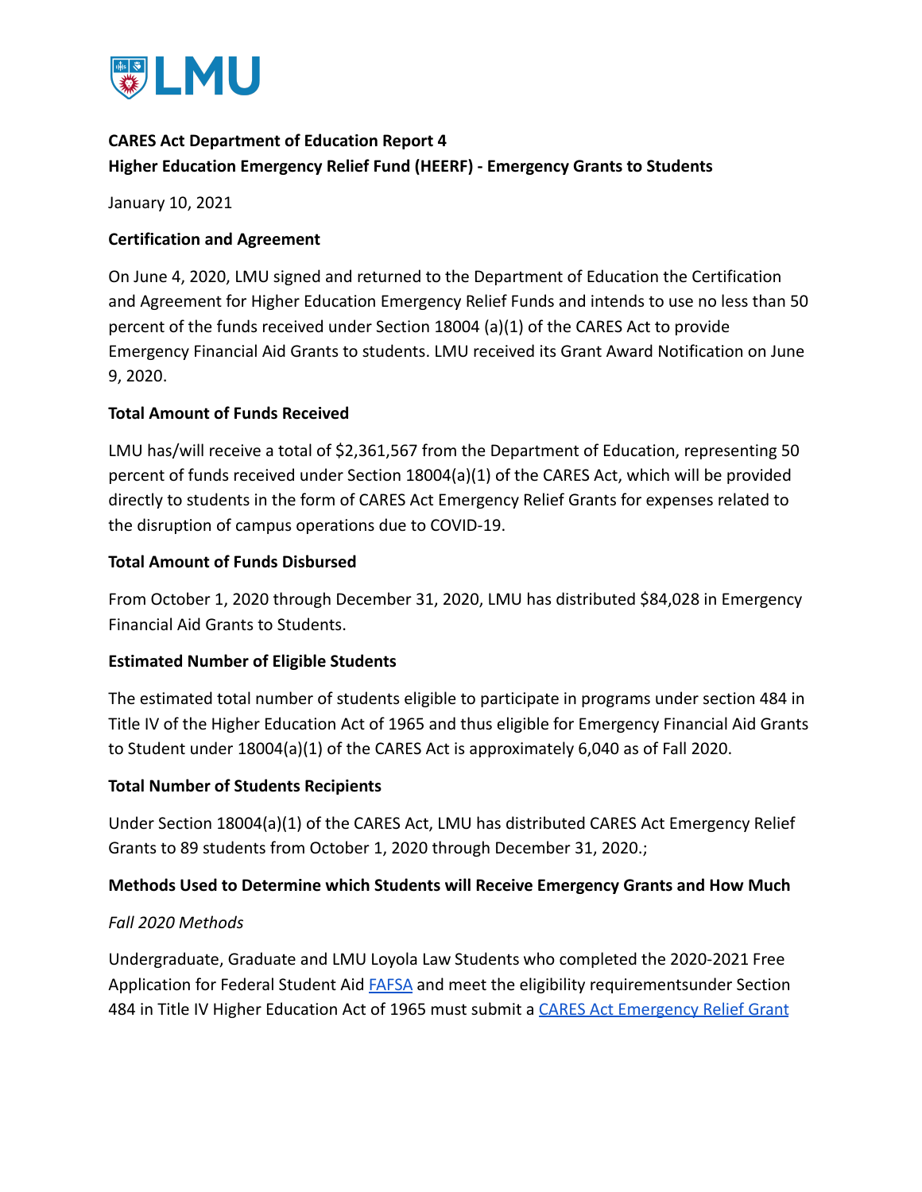**CARES Act Department of Education Report 4**
**Higher Education Emergency Relief Fund (HEERF) - Emergency Grants to Students**

January 10, 2021

**Certification and Agreement**

On June 4, 2020, LMU signed and returned to the Department of Education the Certification and Agreement for Higher Education Emergency Relief Funds and intends to use no less than 50 percent of the funds received under Section 18004 (a)(1) of the CARES Act to provide Emergency Financial Aid Grants to students. LMU received its Grant Award Notification on June 9, 2020.

**Total Amount of Funds Received**

LMU has/will receive a total of $2,361,567 from the Department of Education, representing 50 percent of funds received under Section 18004(a)(1) of the CARES Act, which will be provided directly to students in the form of CARES Act Emergency Relief Grants for expenses related to the disruption of campus operations due to COVID-19.

**Total Amount of Funds Disbursed**

From October 1, 2020 through December 31, 2020, LMU has distributed $84,028 in Emergency Financial Aid Grants to Students.

**Estimated Number of Eligible Students**

The estimated total number of students eligible to participate in programs under section 484 in Title IV of the Higher Education Act of 1965 and thus eligible for Emergency Financial Aid Grants to Student under 18004(a)(1) of the CARES Act is approximately 6,040 as of Fall 2020.

**Total Number of Students Recipients**

Under Section 18004(a)(1) of the CARES Act, LMU has distributed CARES Act Emergency Relief Grants to 89 students from October 1, 2020 through December 31, 2020.;

**Methods Used to Determine which Students will Receive Emergency Grants and How Much**

*Fall 2020 Methods*

Undergraduate, Graduate and LMU Loyola Law Students who completed the 2020-2021 Free Application for Federal Student Aid FAFSA and meet the eligibility requirementsunder Section 484 in Title IV Higher Education Act of 1965 must submit a CARES Act Emergency Relief Grant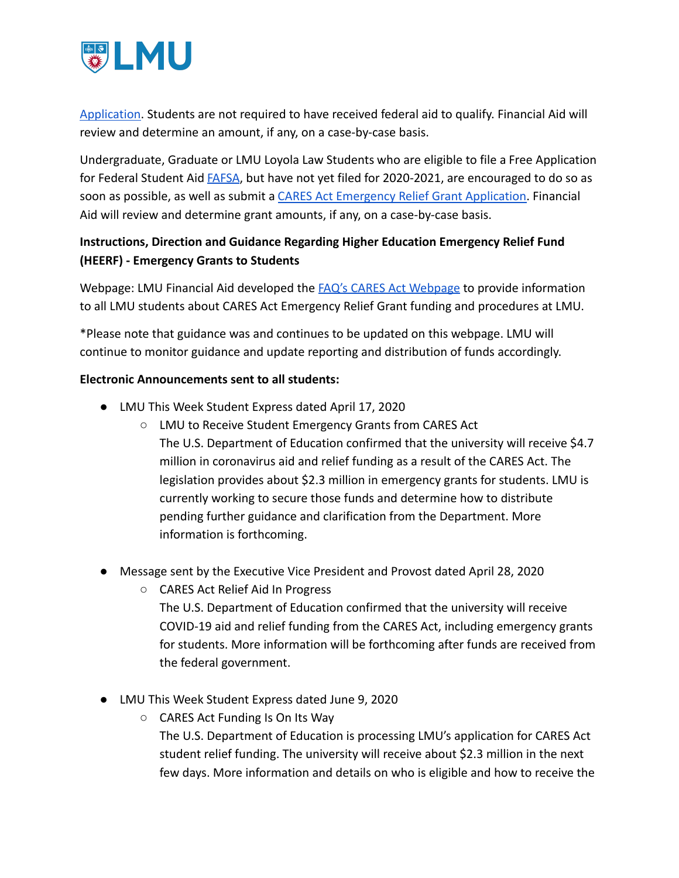Application. Students are not required to have received federal aid to qualify. Financial Aid will review and determine an amount, if any, on a case-by-case basis.

Undergraduate, Graduate or LMU Loyola Law Students who are eligible to file a Free Application for Federal Student Aid FAFSA, but have not yet filed for 2020-2021, are encouraged to do so as soon as possible, as well as submit a CARES Act Emergency Relief Grant Application. Financial Aid will review and determine grant amounts, if any, on a case-by-case basis.

**Instructions, Direction and Guidance Regarding Higher Education Emergency Relief Fund (HEERF) - Emergency Grants to Students**

Webpage: LMU Financial Aid developed the FAQ's CARES Act Webpage to provide information to all LMU students about CARES Act Emergency Relief Grant funding and procedures at LMU.

*Please note that guidance was and continues to be updated on this webpage. LMU will continue to monitor guidance and update reporting and distribution of funds accordingly.

**Electronic Announcements sent to all students:**

- LMU This Week Student Express dated April 17, 2020
  - LMU to Receive Student Emergency Grants from CARES Act
    The U.S. Department of Education confirmed that the university will receive $4.7 million in coronavirus aid and relief funding as a result of the CARES Act. The legislation provides about $2.3 million in emergency grants for students. LMU is currently working to secure those funds and determine how to distribute pending further guidance and clarification from the Department. More information is forthcoming.

- Message sent by the Executive Vice President and Provost dated April 28, 2020
  - CARES Act Relief Aid In Progress
    The U.S. Department of Education confirmed that the university will receive COVID-19 aid and relief funding from the CARES Act, including emergency grants for students. More information will be forthcoming after funds are received from the federal government.

- LMU This Week Student Express dated June 9, 2020
  - CARES Act Funding Is On Its Way
    The U.S. Department of Education is processing LMU's application for CARES Act student relief funding. The university will receive about $2.3 million in the next few days. More information and details on who is eligible and how to receive the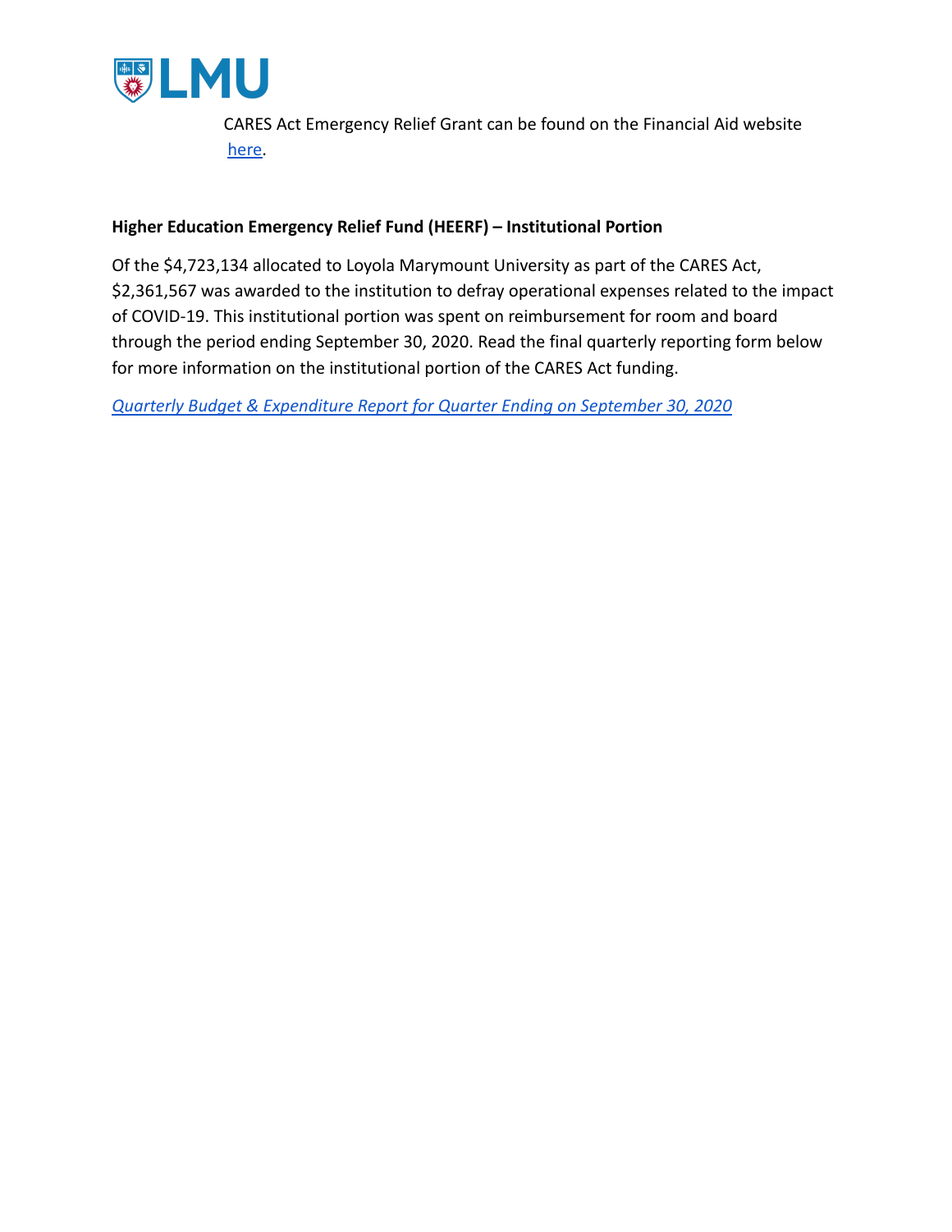CARES Act Emergency Relief Grant can be found on the Financial Aid website here.

**Higher Education Emergency Relief Fund (HEERF) – Institutional Portion**

Of the $4,723,134 allocated to Loyola Marymount University as part of the CARES Act, $2,361,567 was awarded to the institution to defray operational expenses related to the impact of COVID-19. This institutional portion was spent on reimbursement for room and board through the period ending September 30, 2020. Read the final quarterly reporting form below for more information on the institutional portion of the CARES Act funding.

*Quarterly Budget & Expenditure Report for Quarter Ending on September 30, 2020*